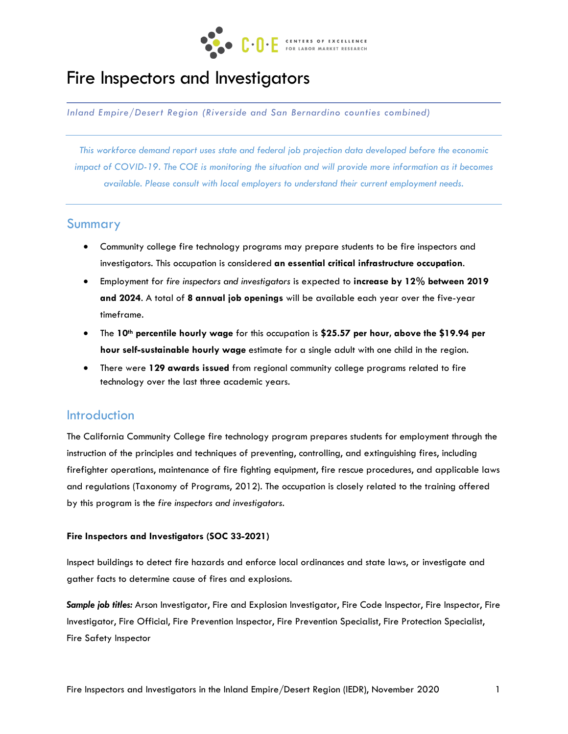# Fire Inspectors and Investigators

*Inland Empire/Desert Region (Riverside and San Bernardino counties combined)*

*This workforce demand report uses state and federal job projection data developed before the economic impact of COVID-19. The COE is monitoring the situation and will provide more information as it becomes available. Please consult with local employers to understand their current employment needs.*

## Summary

- Community college fire technology programs may prepare students to be fire inspectors and investigators. This occupation is considered **an essential critical infrastructure occupation**.
- Employment for *fire inspectors and investigators* is expected to **increase by 12% between 2019 and 2024**. A total of **8 annual job openings** will be available each year over the five-year timeframe.
- The **10th percentile hourly wage** for this occupation is **$25.57 per hour, above the $19.94 per hour self-sustainable hourly wage** estimate for a single adult with one child in the region.
- There were **129 awards issued** from regional community college programs related to fire technology over the last three academic years.

## Introduction

The California Community College fire technology program prepares students for employment through the instruction of the principles and techniques of preventing, controlling, and extinguishing fires, including firefighter operations, maintenance of fire fighting equipment, fire rescue procedures, and applicable laws and regulations (Taxonomy of Programs, 2012). The occupation is closely related to the training offered by this program is the *fire inspectors and investigators*.

#### Fire Inspectors and Investigators (SOC 33-2021)

Inspect buildings to detect fire hazards and enforce local ordinances and state laws, or investigate and gather facts to determine cause of fires and explosions.

***Sample job titles:*** Arson Investigator, Fire and Explosion Investigator, Fire Code Inspector, Fire Inspector, Fire Investigator, Fire Official, Fire Prevention Inspector, Fire Prevention Specialist, Fire Protection Specialist, Fire Safety Inspector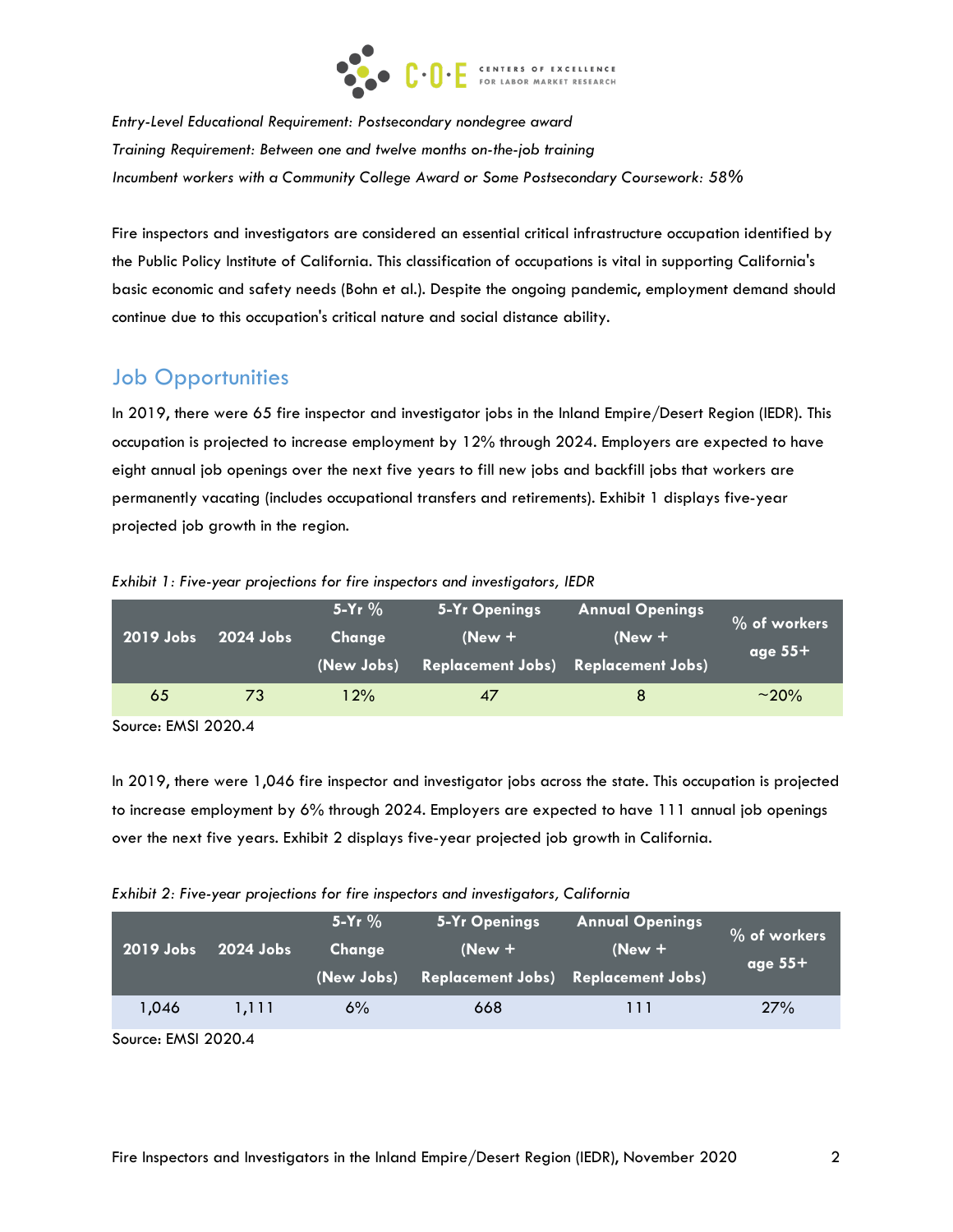*Entry-Level Educational Requirement: Postsecondary nondegree award*

*Training Requirement: Between one and twelve months on-the-job training*

*Incumbent workers with a Community College Award or Some Postsecondary Coursework: 58%*

Fire inspectors and investigators are considered an essential critical infrastructure occupation identified by the Public Policy Institute of California. This classification of occupations is vital in supporting California's basic economic and safety needs (Bohn et al.). Despite the ongoing pandemic, employment demand should continue due to this occupation's critical nature and social distance ability.

## Job Opportunities

In 2019, there were 65 fire inspector and investigator jobs in the Inland Empire/Desert Region (IEDR). This occupation is projected to increase employment by 12% through 2024. Employers are expected to have eight annual job openings over the next five years to fill new jobs and backfill jobs that workers are permanently vacating (includes occupational transfers and retirements). Exhibit 1 displays five-year projected job growth in the region.

*Exhibit 1: Five-year projections for fire inspectors and investigators, IEDR*

| 2019 Jobs | 2024 Jobs | 5-Yr % Change (New Jobs) | 5-Yr Openings (New + Replacement Jobs) | Annual Openings (New + Replacement Jobs) | % of workers age 55+ |
|---|---|---|---|---|---|
| 65 | 73 | 12% | 47 | 8 | ~20% |

Source: EMSI 2020.4

In 2019, there were 1,046 fire inspector and investigator jobs across the state. This occupation is projected to increase employment by 6% through 2024. Employers are expected to have 111 annual job openings over the next five years. Exhibit 2 displays five-year projected job growth in California.

*Exhibit 2: Five-year projections for fire inspectors and investigators, California*

| 2019 Jobs | 2024 Jobs | 5-Yr % Change (New Jobs) | 5-Yr Openings (New + Replacement Jobs) | Annual Openings (New + Replacement Jobs) | % of workers age 55+ |
|---|---|---|---|---|---|
| 1,046 | 1,111 | 6% | 668 | 111 | 27% |

Source: EMSI 2020.4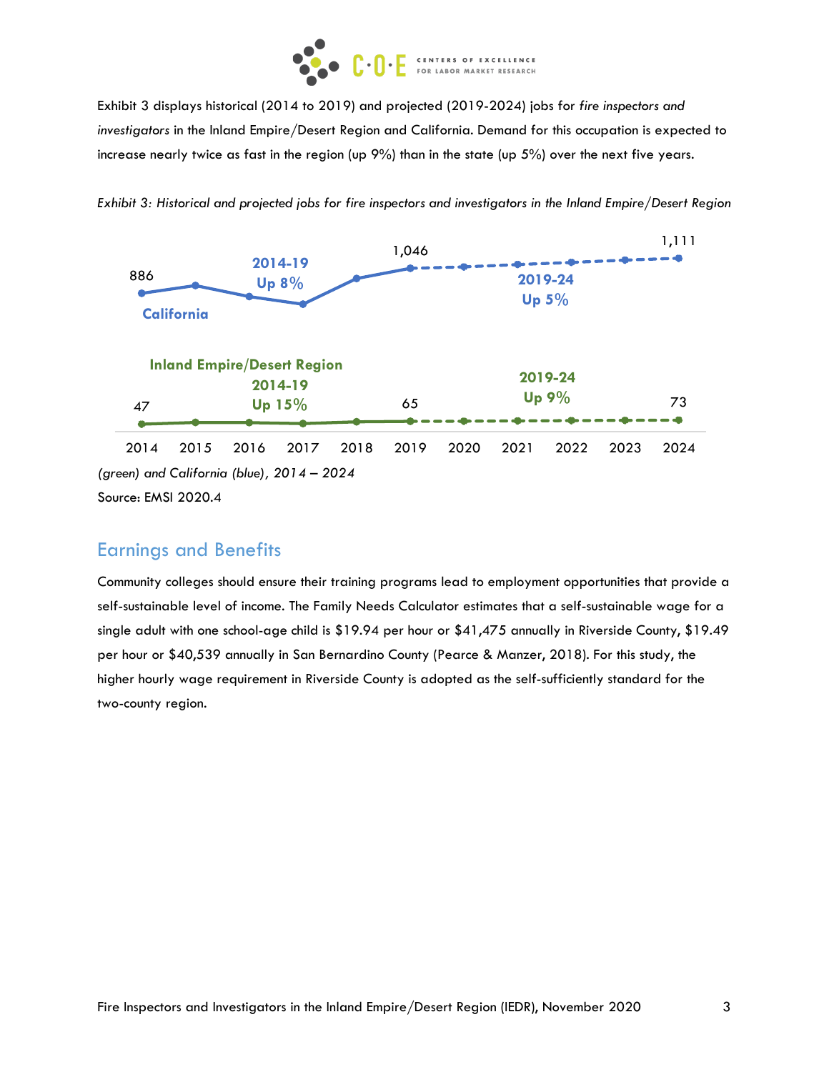Exhibit 3 displays historical (2014 to 2019) and projected (2019-2024) jobs for *fire inspectors and investigators* in the Inland Empire/Desert Region and California. Demand for this occupation is expected to increase nearly twice as fast in the region (up 9%) than in the state (up 5%) over the next five years.

*Exhibit 3: Historical and projected jobs for fire inspectors and investigators in the Inland Empire/Desert Region (green) and California (blue), 2014 – 2024*

| | 2014 | 2019 | 2024 | 2014-19 | 2019-24 |
|---|---|---|---|---|---|
| California | 886 | 1,046 | 1,111 | Up 8% | Up 5% |
| Inland Empire/Desert Region | 47 | 65 | 73 | Up 15% | Up 9% |

Source: EMSI 2020.4

## Earnings and Benefits

Community colleges should ensure their training programs lead to employment opportunities that provide a self-sustainable level of income. The Family Needs Calculator estimates that a self-sustainable wage for a single adult with one school-age child is $19.94 per hour or $41,475 annually in Riverside County, $19.49 per hour or $40,539 annually in San Bernardino County (Pearce & Manzer, 2018). For this study, the higher hourly wage requirement in Riverside County is adopted as the self-sufficiently standard for the two-county region.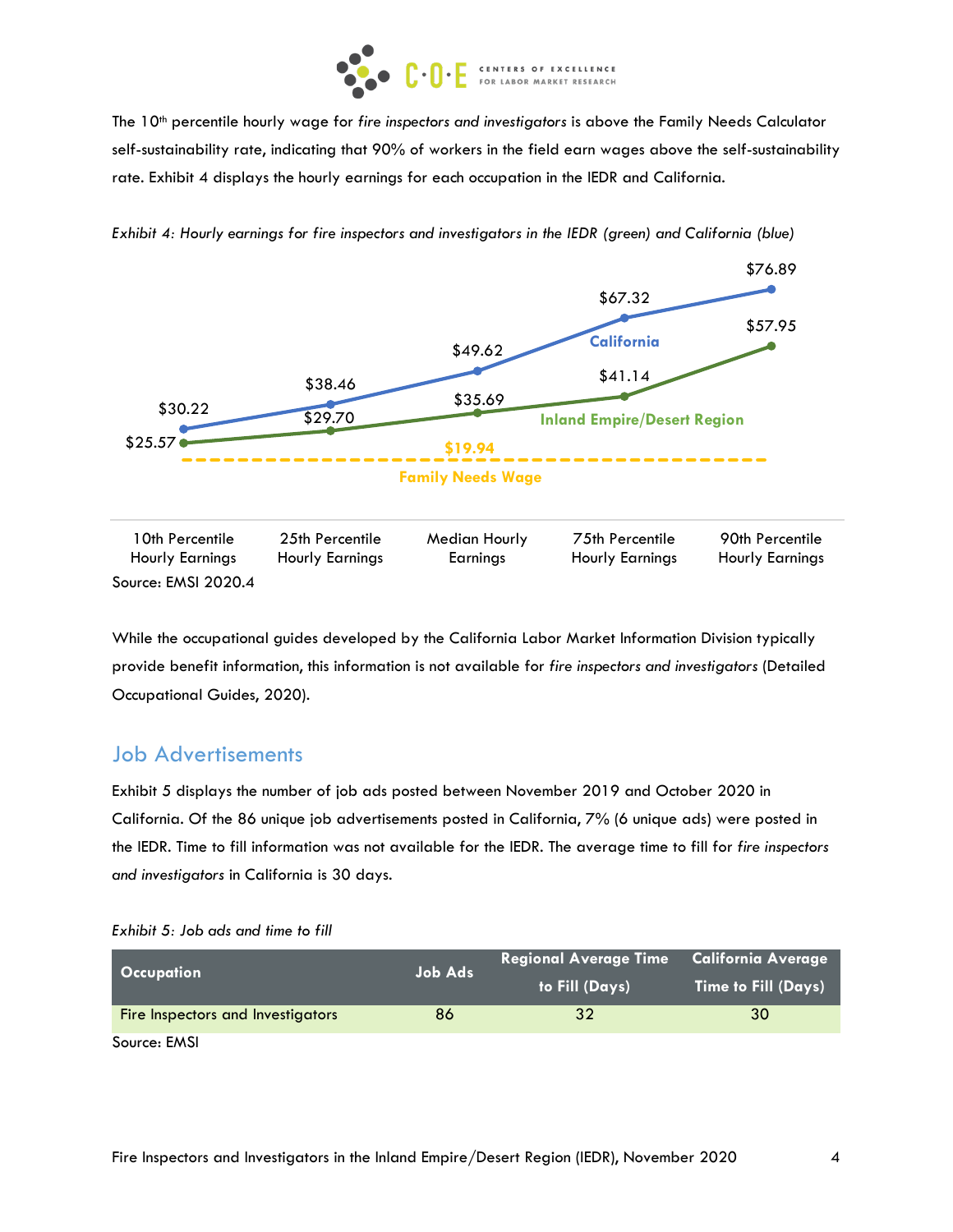The 10th percentile hourly wage for *fire inspectors and investigators* is above the Family Needs Calculator self-sustainability rate, indicating that 90% of workers in the field earn wages above the self-sustainability rate. Exhibit 4 displays the hourly earnings for each occupation in the IEDR and California.

*Exhibit 4: Hourly earnings for fire inspectors and investigators in the IEDR (green) and California (blue)*

| | 10th Percentile Hourly Earnings | 25th Percentile Hourly Earnings | Median Hourly Earnings | 75th Percentile Hourly Earnings | 90th Percentile Hourly Earnings |
|---|---|---|---|---|---|
| California | $30.22 | $38.46 | $49.62 | $67.32 | $76.89 |
| Inland Empire/Desert Region | $25.57 | $29.70 | $35.69 | $41.14 | $57.95 |
| Family Needs Wage | $19.94 | $19.94 | $19.94 | $19.94 | $19.94 |

Source: EMSI 2020.4

While the occupational guides developed by the California Labor Market Information Division typically provide benefit information, this information is not available for *fire inspectors and investigators* (Detailed Occupational Guides, 2020).

## Job Advertisements

Exhibit 5 displays the number of job ads posted between November 2019 and October 2020 in California. Of the 86 unique job advertisements posted in California, 7% (6 unique ads) were posted in the IEDR. Time to fill information was not available for the IEDR. The average time to fill for *fire inspectors and investigators* in California is 30 days.

*Exhibit 5: Job ads and time to fill*

| Occupation | Job Ads | Regional Average Time to Fill (Days) | California Average Time to Fill (Days) |
|---|---|---|---|
| Fire Inspectors and Investigators | 86 | 32 | 30 |

Source: EMSI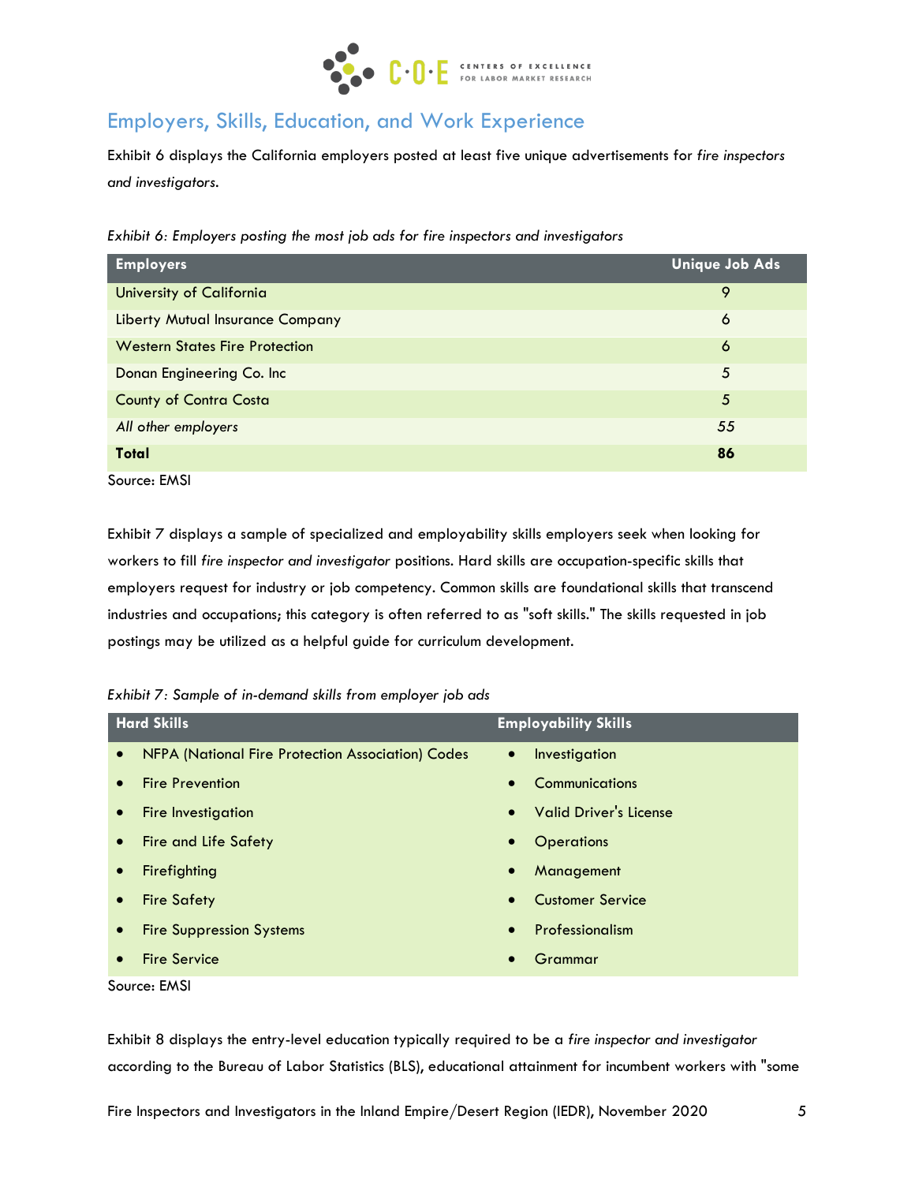## Employers, Skills, Education, and Work Experience

Exhibit 6 displays the California employers posted at least five unique advertisements for *fire inspectors and investigators*.

*Exhibit 6: Employers posting the most job ads for fire inspectors and investigators*

| Employers | Unique Job Ads |
|---|---|
| University of California | 9 |
| Liberty Mutual Insurance Company | 6 |
| Western States Fire Protection | 6 |
| Donan Engineering Co. Inc | 5 |
| County of Contra Costa | 5 |
| *All other employers* | *55* |
| **Total** | **86** |

Source: EMSI

Exhibit 7 displays a sample of specialized and employability skills employers seek when looking for workers to fill *fire inspector and investigator* positions. Hard skills are occupation-specific skills that employers request for industry or job competency. Common skills are foundational skills that transcend industries and occupations; this category is often referred to as "soft skills." The skills requested in job postings may be utilized as a helpful guide for curriculum development.

*Exhibit 7: Sample of in-demand skills from employer job ads*

| Hard Skills | Employability Skills |
|---|---|
| • NFPA (National Fire Protection Association) Codes | • Investigation |
| • Fire Prevention | • Communications |
| • Fire Investigation | • Valid Driver's License |
| • Fire and Life Safety | • Operations |
| • Firefighting | • Management |
| • Fire Safety | • Customer Service |
| • Fire Suppression Systems | • Professionalism |
| • Fire Service | • Grammar |

Source: EMSI

Exhibit 8 displays the entry-level education typically required to be a *fire inspector and investigator* according to the Bureau of Labor Statistics (BLS), educational attainment for incumbent workers with "some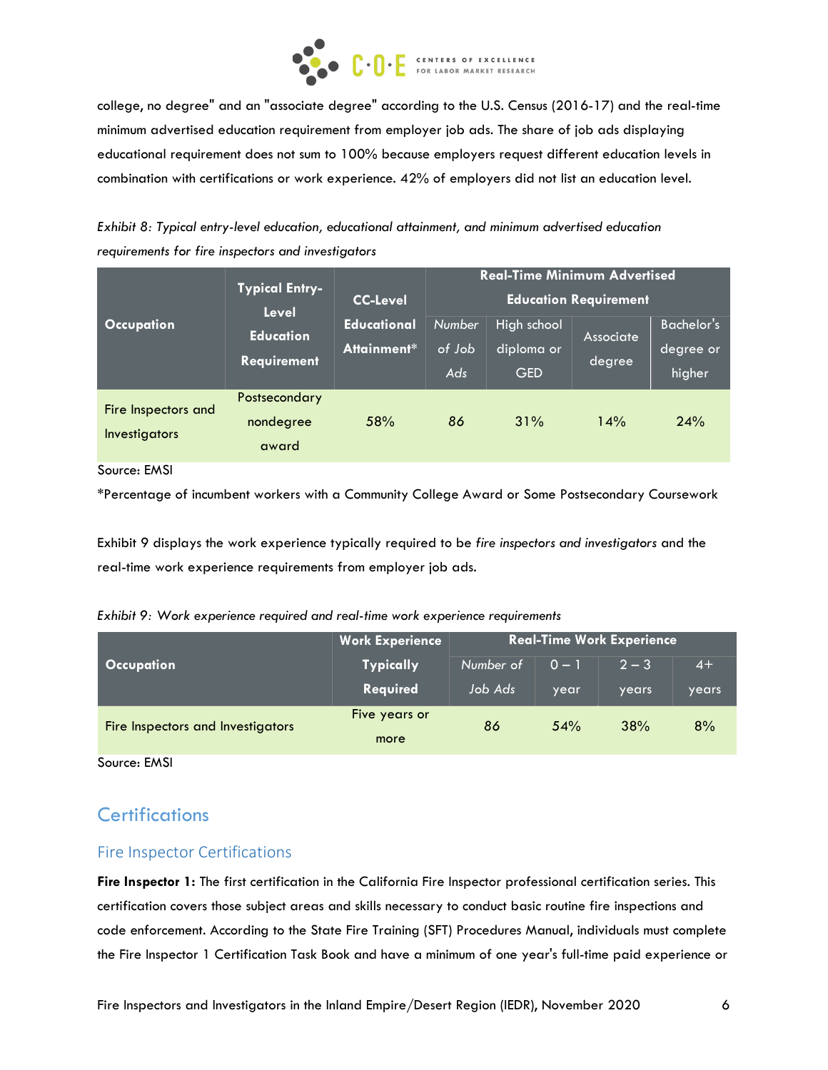college, no degree" and an "associate degree" according to the U.S. Census (2016-17) and the real-time minimum advertised education requirement from employer job ads. The share of job ads displaying educational requirement does not sum to 100% because employers request different education levels in combination with certifications or work experience. 42% of employers did not list an education level.

*Exhibit 8: Typical entry-level education, educational attainment, and minimum advertised education requirements for fire inspectors and investigators*

| Occupation | Typical Entry-Level Education Requirement | CC-Level Educational Attainment* | Real-Time Minimum Advertised Education Requirement | | | |
|---|---|---|---|---|---|---|
| | | | *Number of Job Ads* | High school diploma or GED | Associate degree | Bachelor's degree or higher |
| Fire Inspectors and Investigators | Postsecondary nondegree award | 58% | *86* | 31% | 14% | 24% |

Source: EMSI

*Percentage of incumbent workers with a Community College Award or Some Postsecondary Coursework

Exhibit 9 displays the work experience typically required to be *fire inspectors and investigators* and the real-time work experience requirements from employer job ads.

*Exhibit 9: Work experience required and real-time work experience requirements*

| Occupation | Work Experience Typically Required | Real-Time Work Experience | | | |
|---|---|---|---|---|---|
| | | *Number of Job Ads* | 0 – 1 year | 2 – 3 years | 4+ years |
| Fire Inspectors and Investigators | Five years or more | 86 | 54% | 38% | 8% |

Source: EMSI

## Certifications

### Fire Inspector Certifications

**Fire Inspector 1:** The first certification in the California Fire Inspector professional certification series. This certification covers those subject areas and skills necessary to conduct basic routine fire inspections and code enforcement. According to the State Fire Training (SFT) Procedures Manual, individuals must complete the Fire Inspector 1 Certification Task Book and have a minimum of one year's full-time paid experience or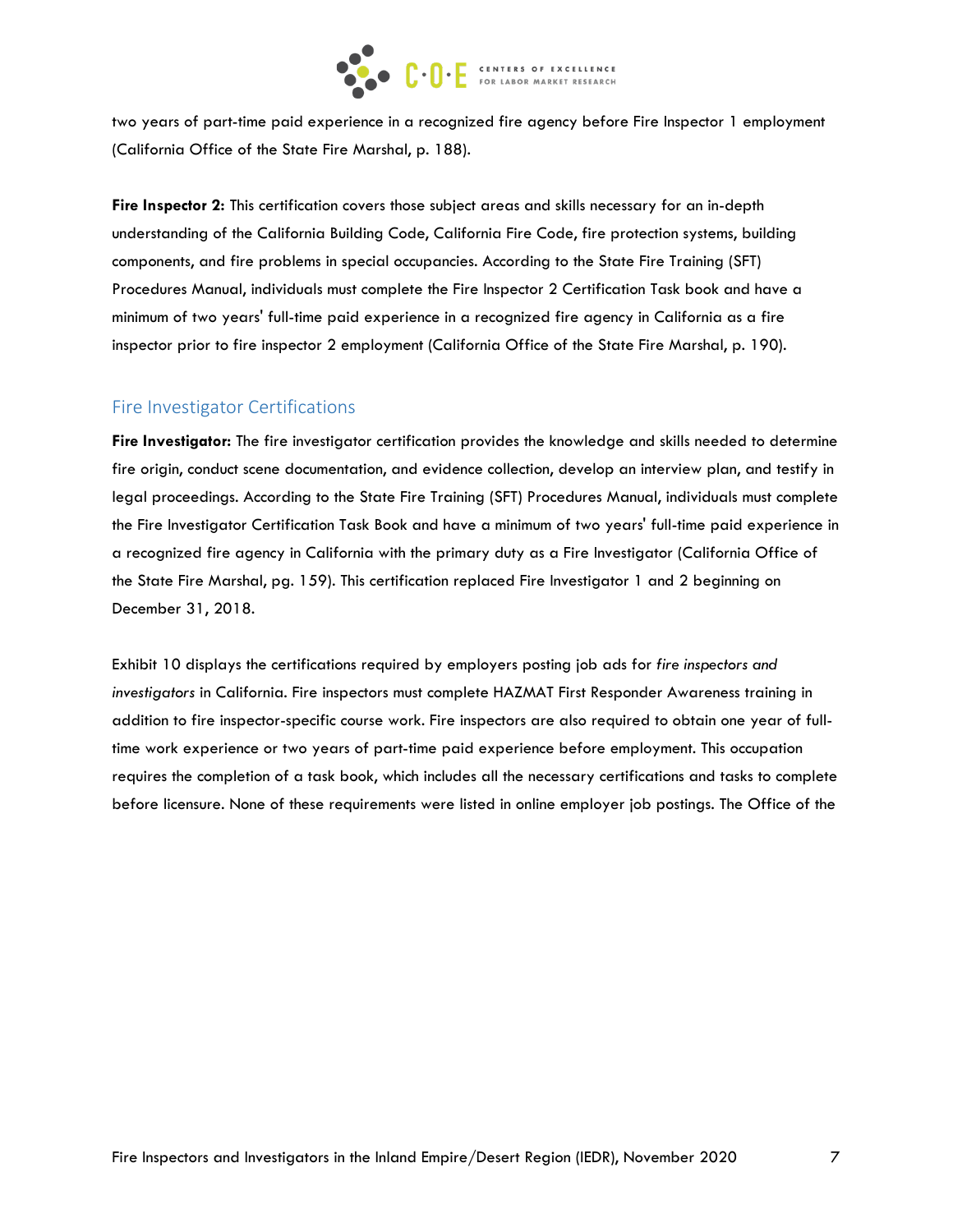two years of part-time paid experience in a recognized fire agency before Fire Inspector 1 employment (California Office of the State Fire Marshal, p. 188).

**Fire Inspector 2:** This certification covers those subject areas and skills necessary for an in-depth understanding of the California Building Code, California Fire Code, fire protection systems, building components, and fire problems in special occupancies. According to the State Fire Training (SFT) Procedures Manual, individuals must complete the Fire Inspector 2 Certification Task book and have a minimum of two years' full-time paid experience in a recognized fire agency in California as a fire inspector prior to fire inspector 2 employment (California Office of the State Fire Marshal, p. 190).

## Fire Investigator Certifications

**Fire Investigator:** The fire investigator certification provides the knowledge and skills needed to determine fire origin, conduct scene documentation, and evidence collection, develop an interview plan, and testify in legal proceedings. According to the State Fire Training (SFT) Procedures Manual, individuals must complete the Fire Investigator Certification Task Book and have a minimum of two years' full-time paid experience in a recognized fire agency in California with the primary duty as a Fire Investigator (California Office of the State Fire Marshal, pg. 159). This certification replaced Fire Investigator 1 and 2 beginning on December 31, 2018.

Exhibit 10 displays the certifications required by employers posting job ads for *fire inspectors and investigators* in California. Fire inspectors must complete HAZMAT First Responder Awareness training in addition to fire inspector-specific course work. Fire inspectors are also required to obtain one year of full-time work experience or two years of part-time paid experience before employment. This occupation requires the completion of a task book, which includes all the necessary certifications and tasks to complete before licensure. None of these requirements were listed in online employer job postings. The Office of the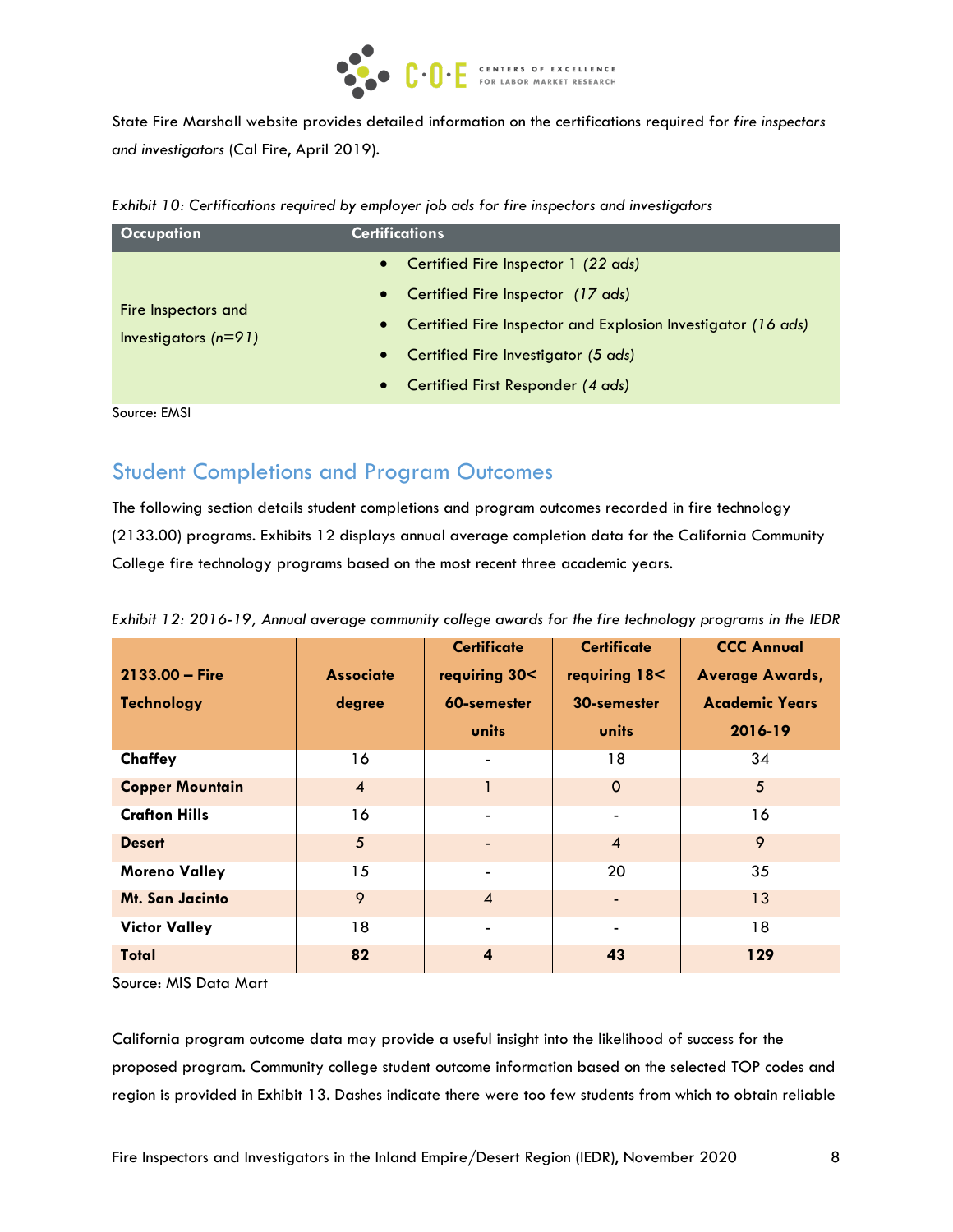State Fire Marshall website provides detailed information on the certifications required for *fire inspectors and investigators* (Cal Fire, April 2019).

*Exhibit 10: Certifications required by employer job ads for fire inspectors and investigators*

| Occupation | Certifications |
|---|---|
| Fire Inspectors and Investigators *(n=91)* | • Certified Fire Inspector 1 *(22 ads)*<br>• Certified Fire Inspector *(17 ads)*<br>• Certified Fire Inspector and Explosion Investigator *(16 ads)*<br>• Certified Fire Investigator *(5 ads)*<br>• Certified First Responder *(4 ads)* |

Source: EMSI

## Student Completions and Program Outcomes

The following section details student completions and program outcomes recorded in fire technology (2133.00) programs. Exhibits 12 displays annual average completion data for the California Community College fire technology programs based on the most recent three academic years.

*Exhibit 12: 2016-19, Annual average community college awards for the fire technology programs in the IEDR*

| 2133.00 – Fire Technology | Associate degree | Certificate requiring 30< 60-semester units | Certificate requiring 18< 30-semester units | CCC Annual Average Awards, Academic Years 2016-19 |
|---|---|---|---|---|
| **Chaffey** | 16 | - | 18 | 34 |
| **Copper Mountain** | 4 | 1 | 0 | 5 |
| **Crafton Hills** | 16 | - | - | 16 |
| **Desert** | 5 | - | 4 | 9 |
| **Moreno Valley** | 15 | - | 20 | 35 |
| **Mt. San Jacinto** | 9 | 4 | - | 13 |
| **Victor Valley** | 18 | - | - | 18 |
| **Total** | **82** | **4** | **43** | **129** |

Source: MIS Data Mart

California program outcome data may provide a useful insight into the likelihood of success for the proposed program. Community college student outcome information based on the selected TOP codes and region is provided in Exhibit 13. Dashes indicate there were too few students from which to obtain reliable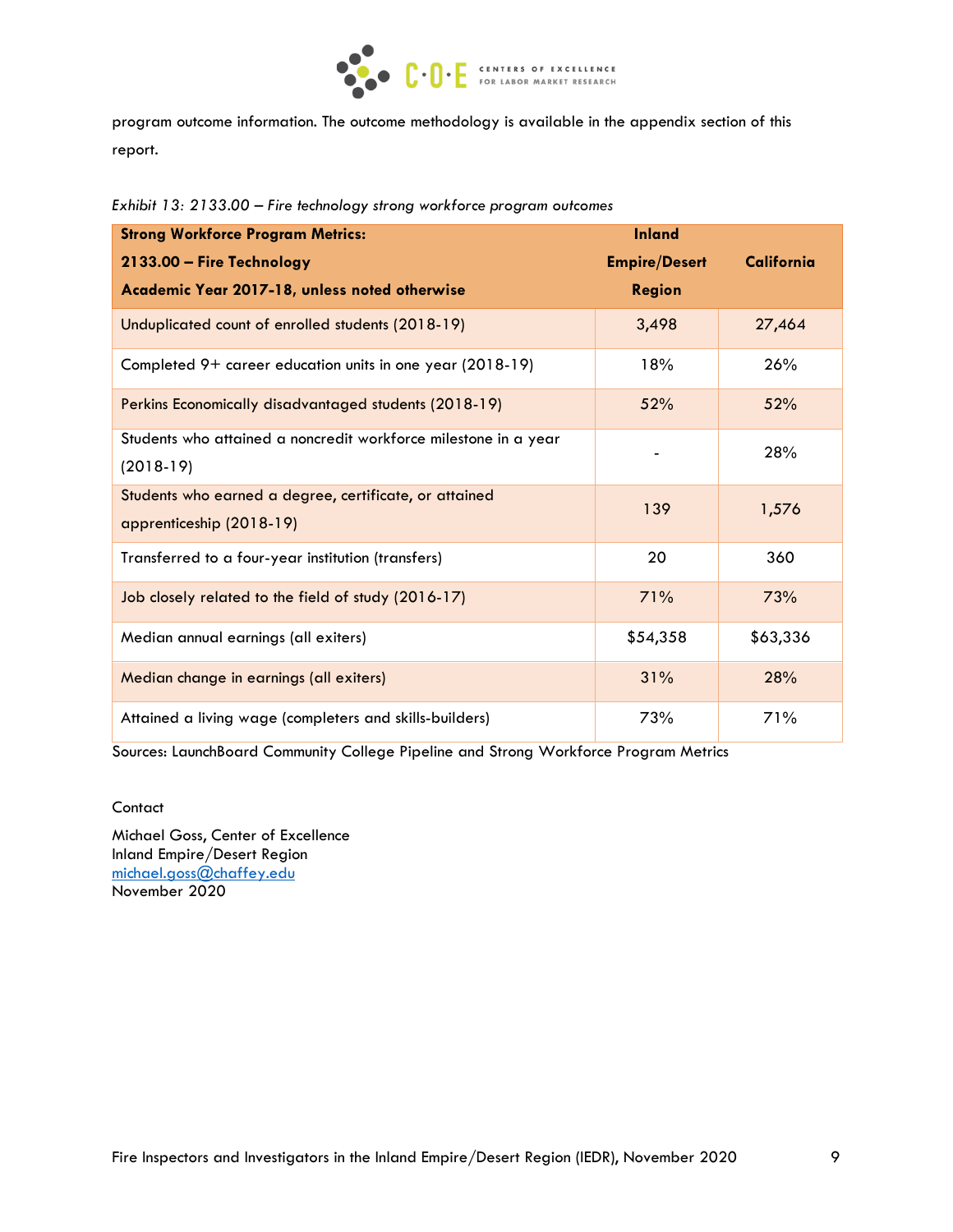program outcome information. The outcome methodology is available in the appendix section of this report.

*Exhibit 13: 2133.00 – Fire technology strong workforce program outcomes*

| **Strong Workforce Program Metrics: 2133.00 – Fire Technology Academic Year 2017-18, unless noted otherwise** | **Inland Empire/Desert Region** | **California** |
|---|---|---|
| Unduplicated count of enrolled students (2018-19) | 3,498 | 27,464 |
| Completed 9+ career education units in one year (2018-19) | 18% | 26% |
| Perkins Economically disadvantaged students (2018-19) | 52% | 52% |
| Students who attained a noncredit workforce milestone in a year (2018-19) | - | 28% |
| Students who earned a degree, certificate, or attained apprenticeship (2018-19) | 139 | 1,576 |
| Transferred to a four-year institution (transfers) | 20 | 360 |
| Job closely related to the field of study (2016-17) | 71% | 73% |
| Median annual earnings (all exiters) | $54,358 | $63,336 |
| Median change in earnings (all exiters) | 31% | 28% |
| Attained a living wage (completers and skills-builders) | 73% | 71% |

Sources: LaunchBoard Community College Pipeline and Strong Workforce Program Metrics

Contact

Michael Goss, Center of Excellence
Inland Empire/Desert Region
michael.goss@chaffey.edu
November 2020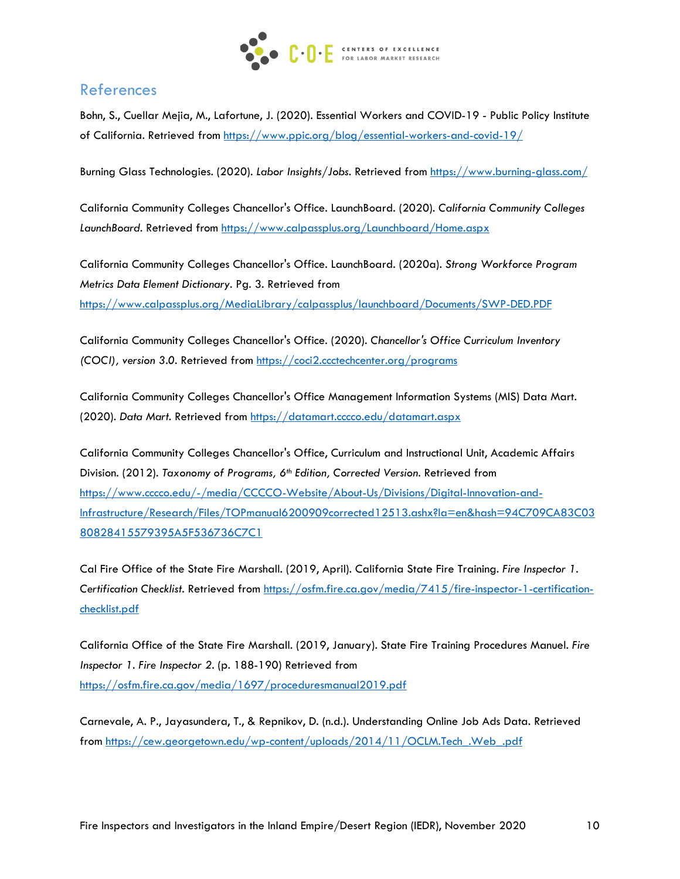## References

Bohn, S., Cuellar Mejia, M., Lafortune, J. (2020). Essential Workers and COVID-19 - Public Policy Institute of California. Retrieved from https://www.ppic.org/blog/essential-workers-and-covid-19/

Burning Glass Technologies. (2020). *Labor Insights/Jobs*. Retrieved from https://www.burning-glass.com/

California Community Colleges Chancellor's Office. LaunchBoard. (2020). *California Community Colleges LaunchBoard*. Retrieved from https://www.calpassplus.org/Launchboard/Home.aspx

California Community Colleges Chancellor's Office. LaunchBoard. (2020a). *Strong Workforce Program Metrics Data Element Dictionary*. Pg. 3. Retrieved from https://www.calpassplus.org/MediaLibrary/calpassplus/launchboard/Documents/SWP-DED.PDF

California Community Colleges Chancellor's Office. (2020). *Chancellor's Office Curriculum Inventory (COCI), version 3.0*. Retrieved from https://coci2.ccctechcenter.org/programs

California Community Colleges Chancellor's Office Management Information Systems (MIS) Data Mart. (2020). *Data Mart*. Retrieved from https://datamart.cccco.edu/datamart.aspx

California Community Colleges Chancellor's Office, Curriculum and Instructional Unit, Academic Affairs Division. (2012). *Taxonomy of Programs, 6th Edition, Corrected Version*. Retrieved from https://www.cccco.edu/-/media/CCCCO-Website/About-Us/Divisions/Digital-Innovation-and-Infrastructure/Research/Files/TOPmanual6200909corrected12513.ashx?la=en&hash=94C709CA83C0380828415579395A5F536736C7C1

Cal Fire Office of the State Fire Marshall. (2019, April). California State Fire Training. *Fire Inspector 1. Certification Checklist*. Retrieved from https://osfm.fire.ca.gov/media/7415/fire-inspector-1-certification-checklist.pdf

California Office of the State Fire Marshall. (2019, January). State Fire Training Procedures Manuel. *Fire Inspector 1. Fire Inspector 2*. (p. 188-190) Retrieved from https://osfm.fire.ca.gov/media/1697/proceduresmanual2019.pdf

Carnevale, A. P., Jayasundera, T., & Repnikov, D. (n.d.). Understanding Online Job Ads Data. Retrieved from https://cew.georgetown.edu/wp-content/uploads/2014/11/OCLM.Tech_.Web_.pdf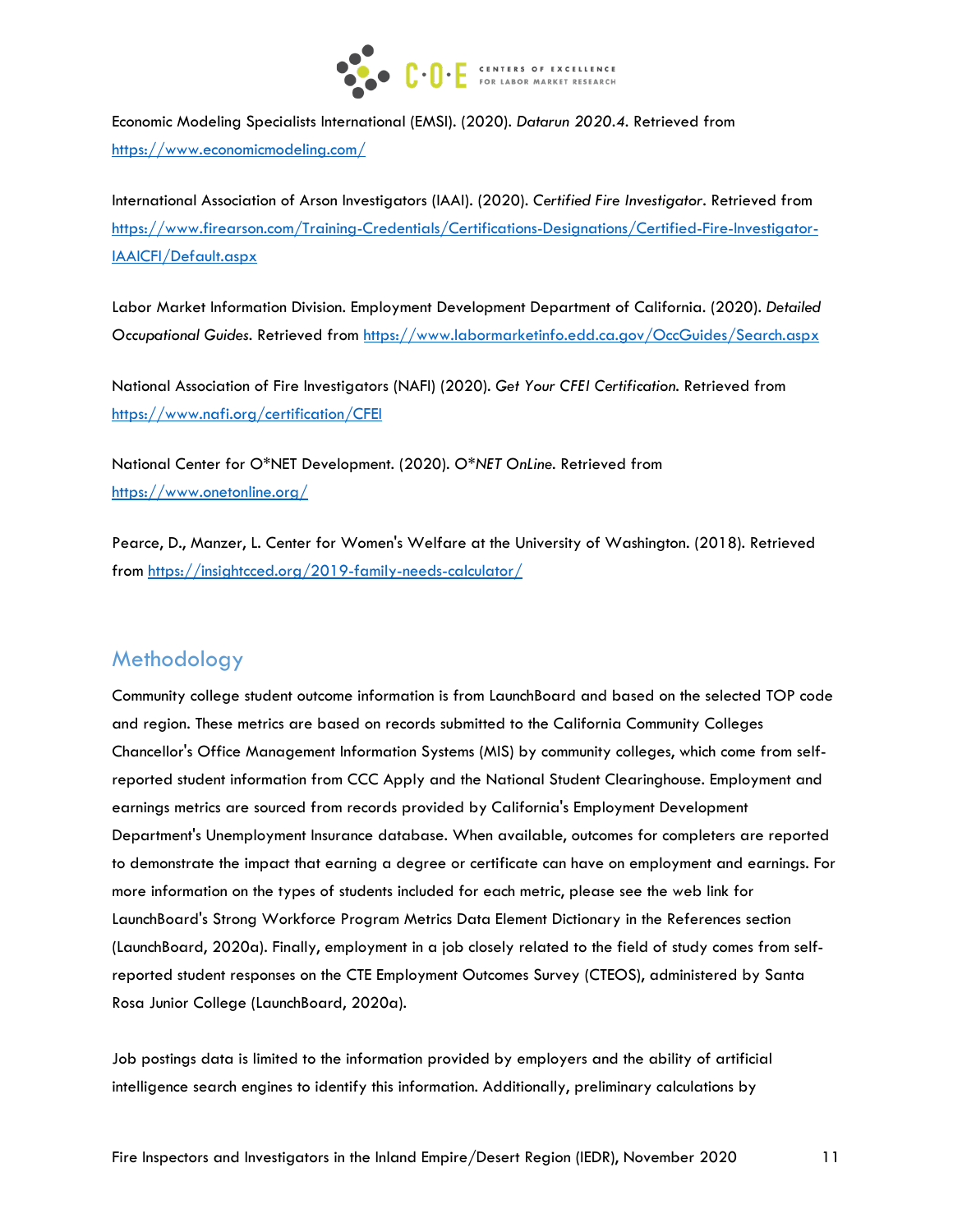Economic Modeling Specialists International (EMSI). (2020). *Datarun 2020.4*. Retrieved from https://www.economicmodeling.com/

International Association of Arson Investigators (IAAI). (2020). *Certified Fire Investigator*. Retrieved from https://www.firearson.com/Training-Credentials/Certifications-Designations/Certified-Fire-Investigator-IAAICFI/Default.aspx

Labor Market Information Division. Employment Development Department of California. (2020). *Detailed Occupational Guides*. Retrieved from https://www.labormarketinfo.edd.ca.gov/OccGuides/Search.aspx

National Association of Fire Investigators (NAFI) (2020). *Get Your CFEI Certification*. Retrieved from https://www.nafi.org/certification/CFEI

National Center for O*NET Development. (2020). *O*NET OnLine*. Retrieved from https://www.onetonline.org/

Pearce, D., Manzer, L. Center for Women's Welfare at the University of Washington. (2018). Retrieved from https://insightcced.org/2019-family-needs-calculator/

## Methodology

Community college student outcome information is from LaunchBoard and based on the selected TOP code and region. These metrics are based on records submitted to the California Community Colleges Chancellor's Office Management Information Systems (MIS) by community colleges, which come from self-reported student information from CCC Apply and the National Student Clearinghouse. Employment and earnings metrics are sourced from records provided by California's Employment Development Department's Unemployment Insurance database. When available, outcomes for completers are reported to demonstrate the impact that earning a degree or certificate can have on employment and earnings. For more information on the types of students included for each metric, please see the web link for LaunchBoard's Strong Workforce Program Metrics Data Element Dictionary in the References section (LaunchBoard, 2020a). Finally, employment in a job closely related to the field of study comes from self-reported student responses on the CTE Employment Outcomes Survey (CTEOS), administered by Santa Rosa Junior College (LaunchBoard, 2020a).

Job postings data is limited to the information provided by employers and the ability of artificial intelligence search engines to identify this information. Additionally, preliminary calculations by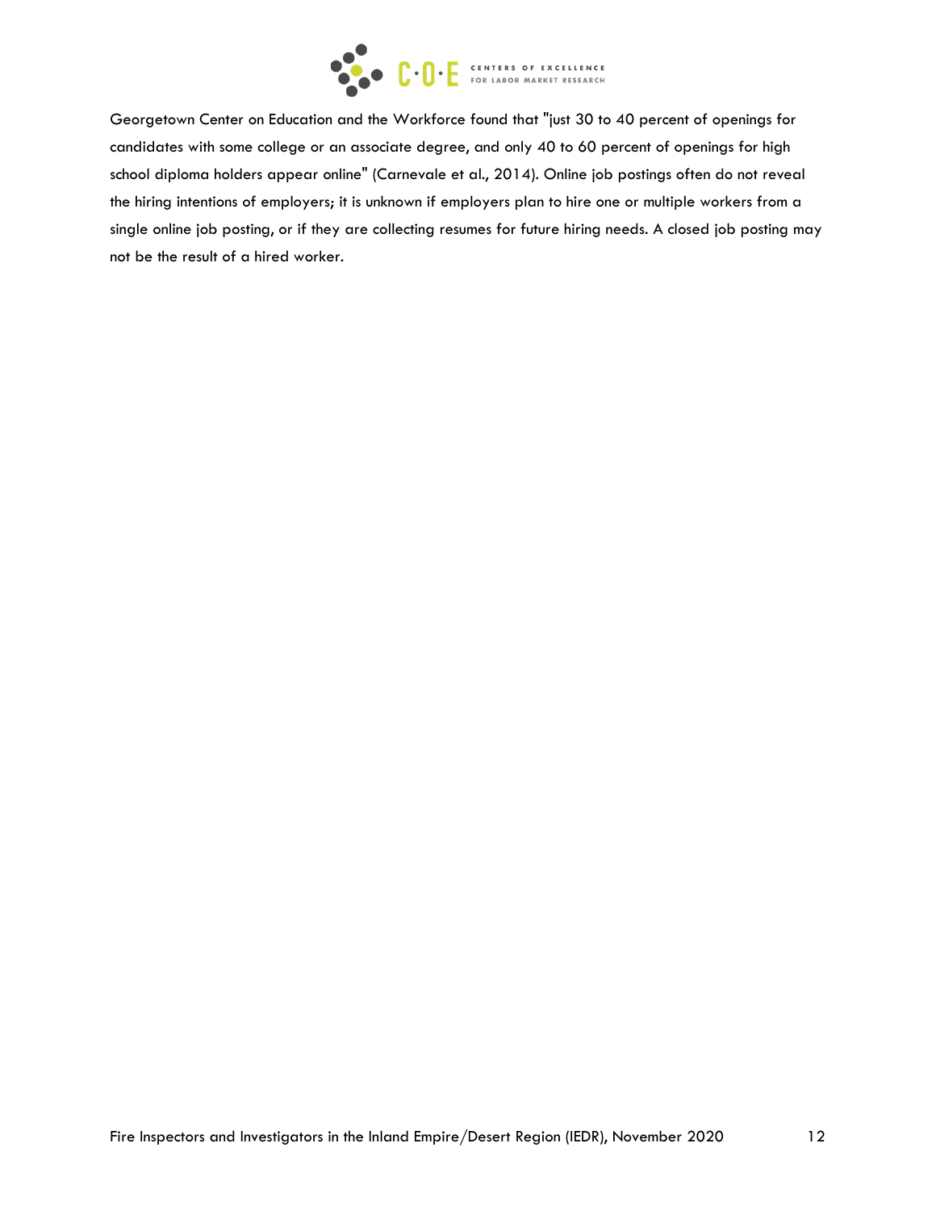Georgetown Center on Education and the Workforce found that "just 30 to 40 percent of openings for candidates with some college or an associate degree, and only 40 to 60 percent of openings for high school diploma holders appear online" (Carnevale et al., 2014). Online job postings often do not reveal the hiring intentions of employers; it is unknown if employers plan to hire one or multiple workers from a single online job posting, or if they are collecting resumes for future hiring needs. A closed job posting may not be the result of a hired worker.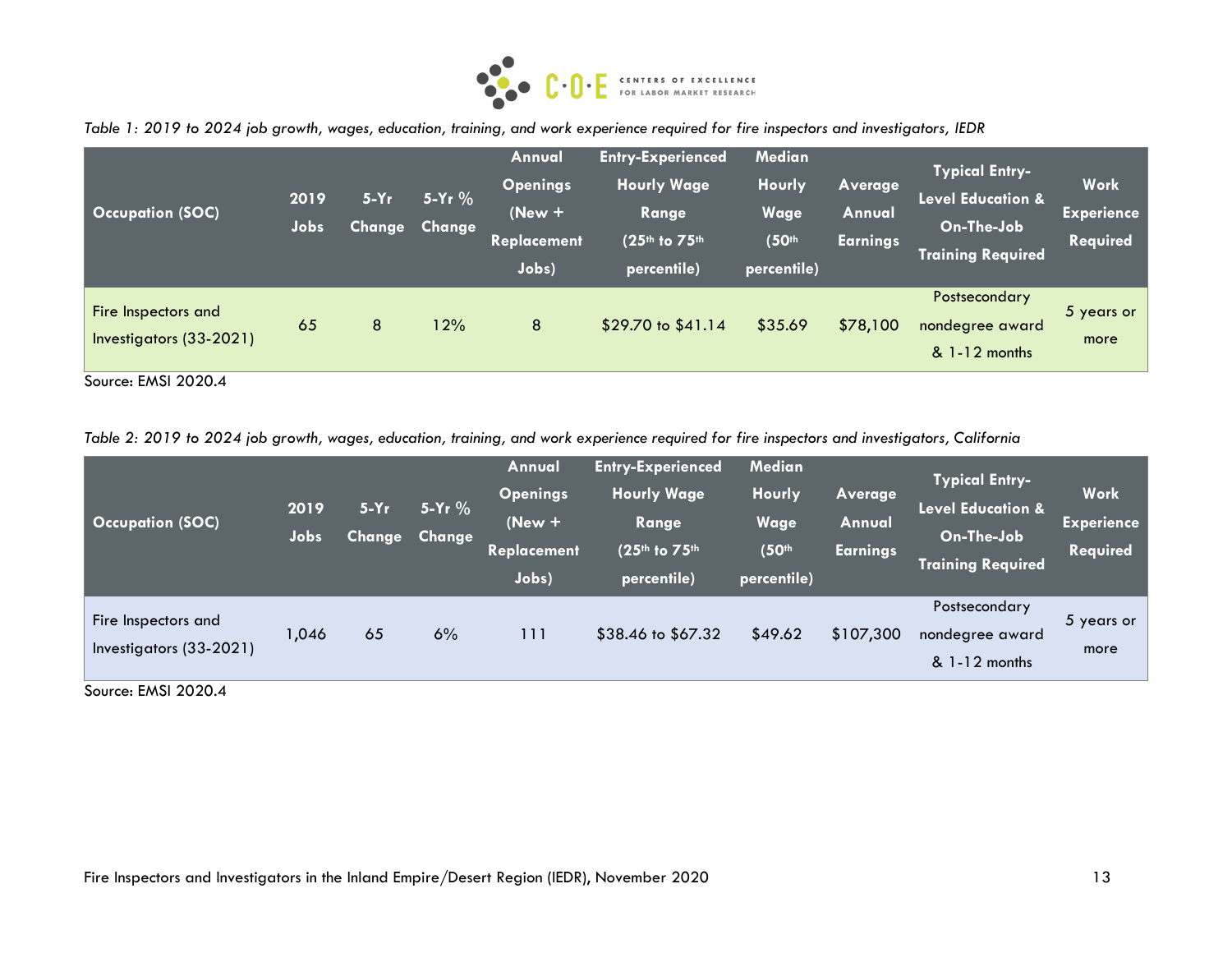*Table 1: 2019 to 2024 job growth, wages, education, training, and work experience required for fire inspectors and investigators, IEDR*

| Occupation (SOC) | 2019 Jobs | 5-Yr Change | 5-Yr % Change | Annual Openings (New + Replacement Jobs) | Entry-Experienced Hourly Wage Range (25th to 75th percentile) | Median Hourly Wage (50th percentile) | Average Annual Earnings | Typical Entry-Level Education & On-The-Job Training Required | Work Experience Required |
|---|---|---|---|---|---|---|---|---|---|
| Fire Inspectors and Investigators (33-2021) | 65 | 8 | 12% | 8 | $29.70 to $41.14 | $35.69 | $78,100 | Postsecondary nondegree award & 1-12 months | 5 years or more |

Source: EMSI 2020.4

*Table 2: 2019 to 2024 job growth, wages, education, training, and work experience required for fire inspectors and investigators, California*

| Occupation (SOC) | 2019 Jobs | 5-Yr Change | 5-Yr % Change | Annual Openings (New + Replacement Jobs) | Entry-Experienced Hourly Wage Range (25th to 75th percentile) | Median Hourly Wage (50th percentile) | Average Annual Earnings | Typical Entry-Level Education & On-The-Job Training Required | Work Experience Required |
|---|---|---|---|---|---|---|---|---|---|
| Fire Inspectors and Investigators (33-2021) | 1,046 | 65 | 6% | 111 | $38.46 to $67.32 | $49.62 | $107,300 | Postsecondary nondegree award & 1-12 months | 5 years or more |

Source: EMSI 2020.4